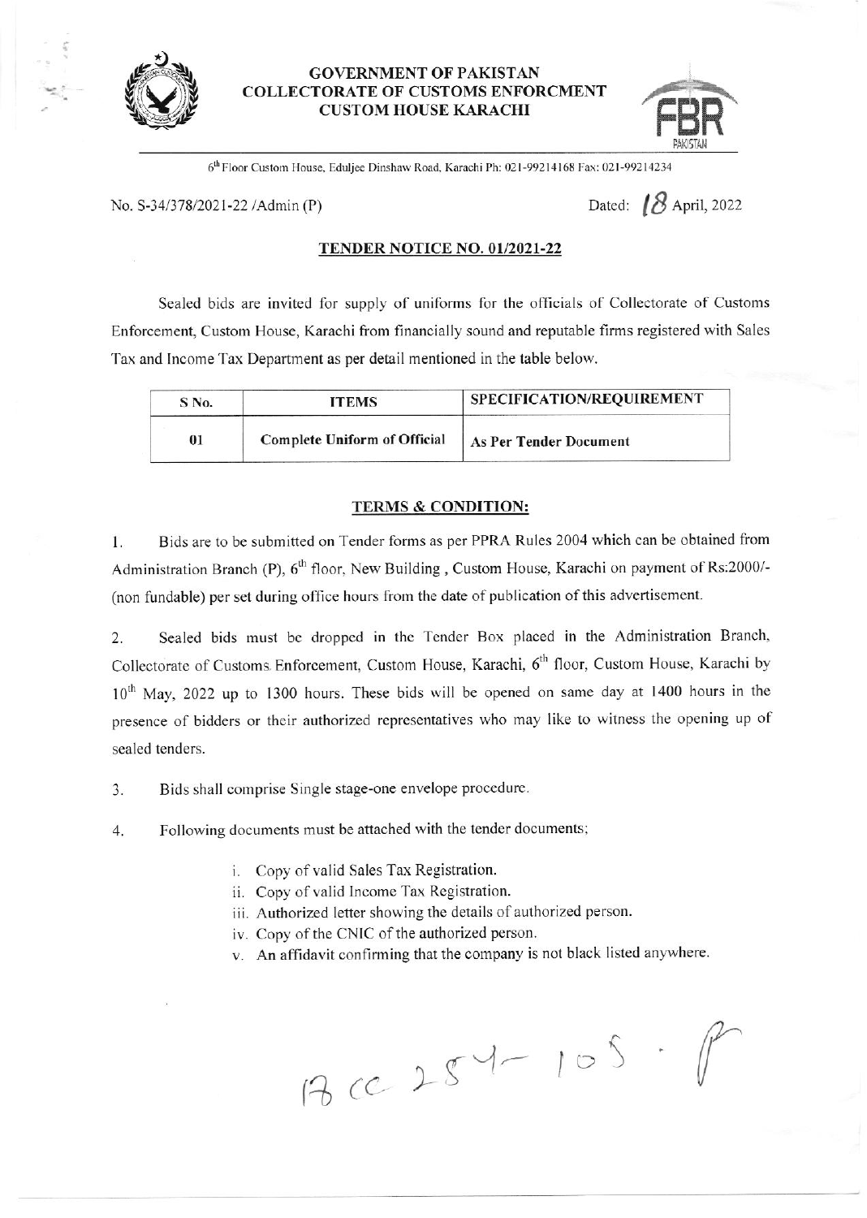**GOVERNMENT OF PAKISTAN**
**COLLECTORATE OF CUSTOMS ENFORCMENT**
**CUSTOM HOUSE KARACHI**

6th Floor Custom House, Eduljee Dinshaw Road, Karachi Ph: 021-99214168 Fax: 021-99214234

No. S-34/378/2021-22 /Admin (P)

Dated: 18 April, 2022

## TENDER NOTICE NO. 01/2021-22

Sealed bids are invited for supply of uniforms for the officials of Collectorate of Customs Enforcement, Custom House, Karachi from financially sound and reputable firms registered with Sales Tax and Income Tax Department as per detail mentioned in the table below.

| S No. | ITEMS | SPECIFICATION/REQUIREMENT |
|---|---|---|
| 01 | Complete Uniform of Official | As Per Tender Document |

## TERMS & CONDITION:

1. Bids are to be submitted on Tender forms as per PPRA Rules 2004 which can be obtained from Administration Branch (P), 6th floor, New Building , Custom House, Karachi on payment of Rs:2000/- (non fundable) per set during office hours from the date of publication of this advertisement.

2. Sealed bids must be dropped in the Tender Box placed in the Administration Branch, Collectorate of Customs Enforcement, Custom House, Karachi, 6th floor, Custom House, Karachi by 10th May, 2022 up to 1300 hours. These bids will be opened on same day at 1400 hours in the presence of bidders or their authorized representatives who may like to witness the opening up of sealed tenders.

3. Bids shall comprise Single stage-one envelope procedure.

4. Following documents must be attached with the tender documents;

    i. Copy of valid Sales Tax Registration.
    ii. Copy of valid Income Tax Registration.
    iii. Authorized letter showing the details of authorized person.
    iv. Copy of the CNIC of the authorized person.
    v. An affidavit confirming that the company is not black listed anywhere.

13 cc 254-105 . P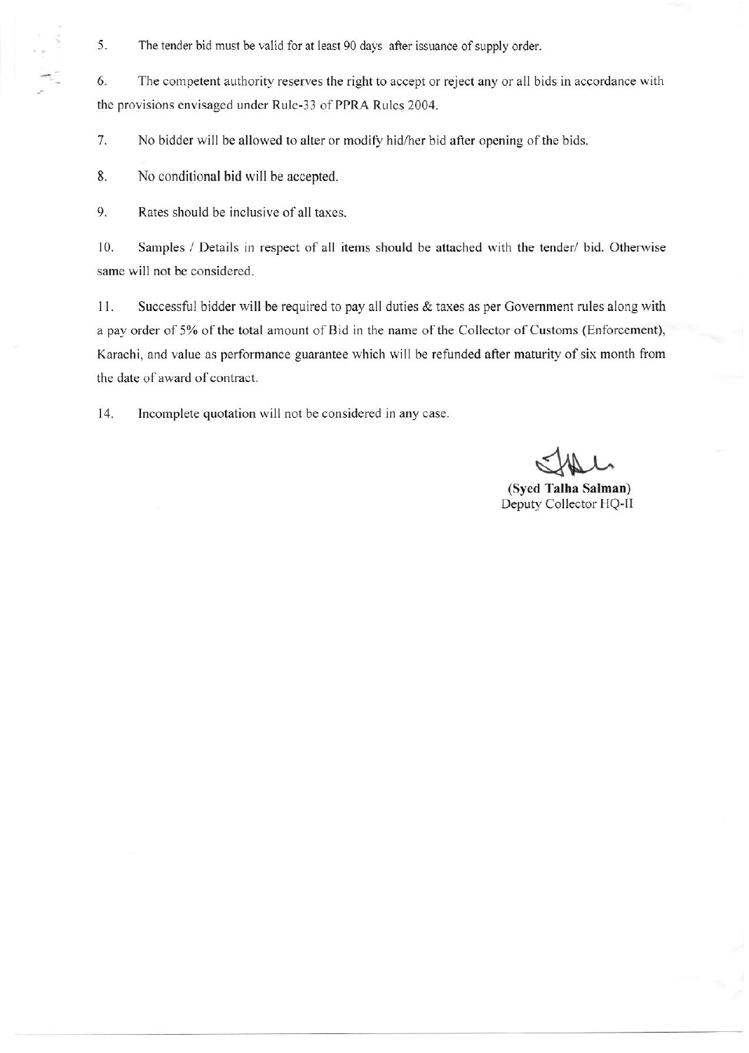5. The tender bid must be valid for at least 90 days after issuance of supply order.

6. The competent authority reserves the right to accept or reject any or all bids in accordance with the provisions envisaged under Rule-33 of PPRA Rules 2004.

7. No bidder will be allowed to alter or modify hid/her bid after opening of the bids.

8. No conditional bid will be accepted.

9. Rates should be inclusive of all taxes.

10. Samples / Details in respect of all items should be attached with the tender/ bid. Otherwise same will not be considered.

11. Successful bidder will be required to pay all duties & taxes as per Government rules along with a pay order of 5% of the total amount of Bid in the name of the Collector of Customs (Enforcement), Karachi, and value as performance guarantee which will be refunded after maturity of six month from the date of award of contract.

14. Incomplete quotation will not be considered in any case.

**(Syed Talha Salman)**
Deputy Collector HQ-II